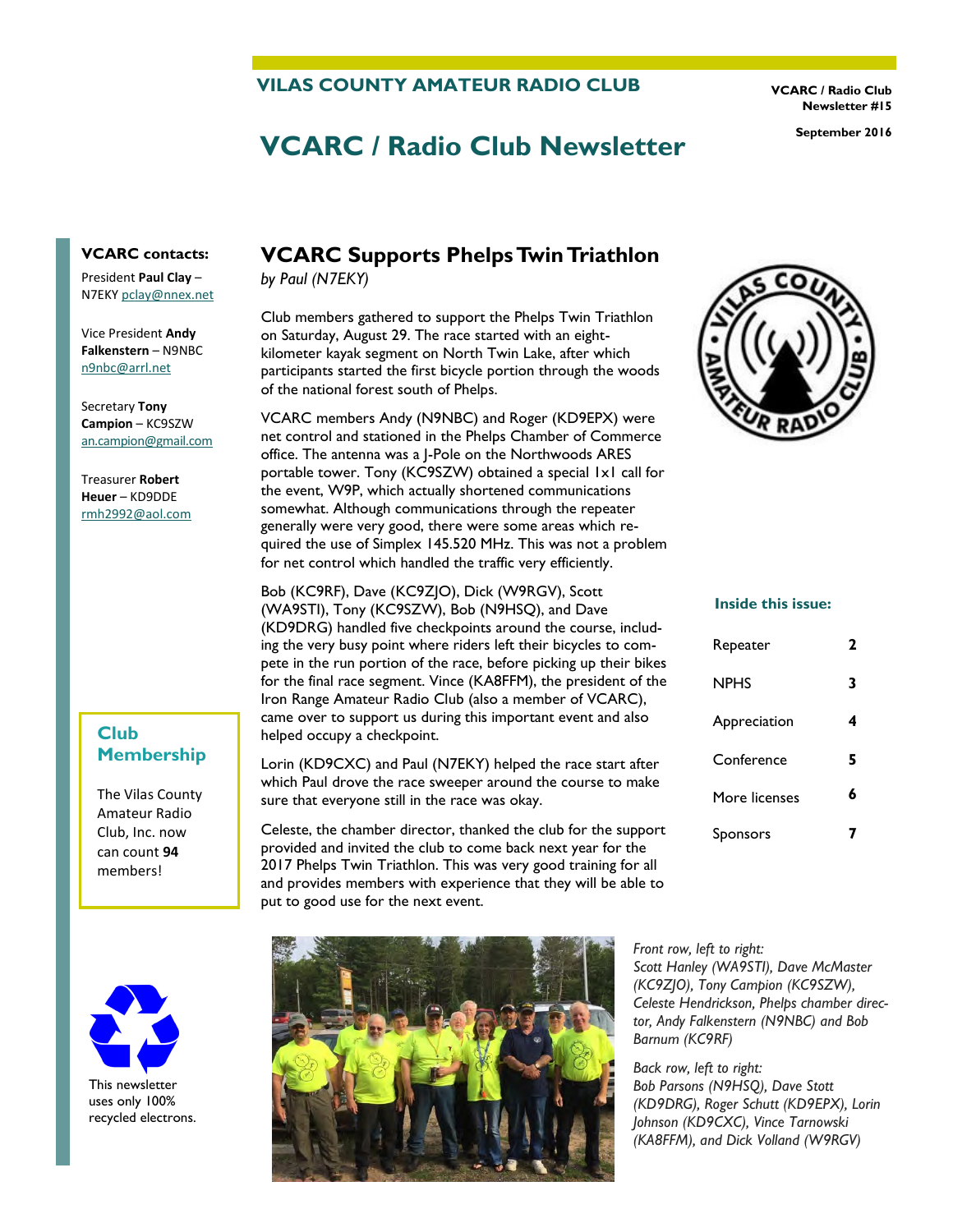## VILAS COUNTY AMATEUR RADIO CLUB

VCARC / Radio Club Newsletter #15

September 2016

# VCARC / Radio Club Newsletter

**VCARC contacts:**

President **Paul Clay** – N7EKY pclay@nnex.net

Vice President **Andy Falkenstern** – N9NBC n9nbc@arrl.net

Secretary **Tony Campion** – KC9SZW an.campion@gmail.com

Treasurer **Robert Heuer** – KD9DDE rmh2992@aol.com

## VCARC Supports Phelps Twin Triathlon

*by Paul (N7EKY)*

Club members gathered to support the Phelps Twin Triathlon on Saturday, August 29. The race started with an eight-kilometer kayak segment on North Twin Lake, after which participants started the first bicycle portion through the woods of the national forest south of Phelps.

VCARC members Andy (N9NBC) and Roger (KD9EPX) were net control and stationed in the Phelps Chamber of Commerce office. The antenna was a J-Pole on the Northwoods ARES portable tower. Tony (KC9SZW) obtained a special 1x1 call for the event, W9P, which actually shortened communications somewhat. Although communications through the repeater generally were very good, there were some areas which required the use of Simplex 145.520 MHz. This was not a problem for net control which handled the traffic very efficiently.

Bob (KC9RF), Dave (KC9ZJO), Dick (W9RGV), Scott (WA9STI), Tony (KC9SZW), Bob (N9HSQ), and Dave (KD9DRG) handled five checkpoints around the course, including the very busy point where riders left their bicycles to compete in the run portion of the race, before picking up their bikes for the final race segment. Vince (KA8FFM), the president of the Iron Range Amateur Radio Club (also a member of VCARC), came over to support us during this important event and also helped occupy a checkpoint.

Lorin (KD9CXC) and Paul (N7EKY) helped the race start after which Paul drove the race sweeper around the course to make sure that everyone still in the race was okay.

Celeste, the chamber director, thanked the club for the support provided and invited the club to come back next year for the 2017 Phelps Twin Triathlon. This was very good training for all and provides members with experience that they will be able to put to good use for the next event.

*Front row, left to right:*
*Scott Hanley (WA9STI), Dave McMaster (KC9ZJO), Tony Campion (KC9SZW), Celeste Hendrickson, Phelps chamber director, Andy Falkenstern (N9NBC) and Bob Barnum (KC9RF)*

*Back row, left to right:*
*Bob Parsons (N9HSQ), Dave Stott (KD9DRG), Roger Schutt (KD9EPX), Lorin Johnson (KD9CXC), Vince Tarnowski (KA8FFM), and Dick Volland (W9RGV)*

### Club Membership

The Vilas County Amateur Radio Club, Inc. now can count **94** members!

This newsletter uses only 100% recycled electrons.

**Inside this issue:**

| | |
|---|---|
| Repeater | 2 |
| NPHS | 3 |
| Appreciation | 4 |
| Conference | 5 |
| More licenses | 6 |
| Sponsors | 7 |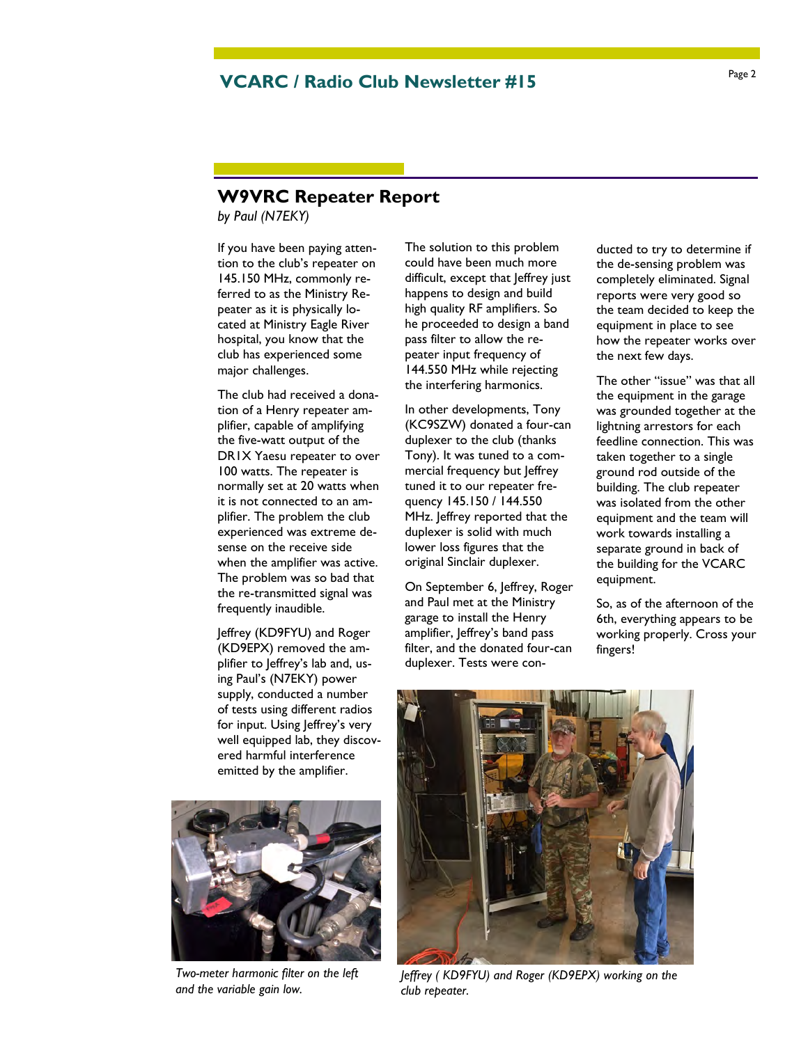## W9VRC Repeater Report

*by Paul (N7EKY)*

If you have been paying attention to the club's repeater on 145.150 MHz, commonly referred to as the Ministry Repeater as it is physically located at Ministry Eagle River hospital, you know that the club has experienced some major challenges.

The club had received a donation of a Henry repeater amplifier, capable of amplifying the five-watt output of the DR1X Yaesu repeater to over 100 watts. The repeater is normally set at 20 watts when it is not connected to an amplifier. The problem the club experienced was extreme desense on the receive side when the amplifier was active. The problem was so bad that the re-transmitted signal was frequently inaudible.

Jeffrey (KD9FYU) and Roger (KD9EPX) removed the amplifier to Jeffrey's lab and, using Paul's (N7EKY) power supply, conducted a number of tests using different radios for input. Using Jeffrey's very well equipped lab, they discovered harmful interference emitted by the amplifier.

The solution to this problem could have been much more difficult, except that Jeffrey just happens to design and build high quality RF amplifiers. So he proceeded to design a band pass filter to allow the repeater input frequency of 144.550 MHz while rejecting the interfering harmonics.

In other developments, Tony (KC9SZW) donated a four-can duplexer to the club (thanks Tony). It was tuned to a commercial frequency but Jeffrey tuned it to our repeater frequency 145.150 / 144.550 MHz. Jeffrey reported that the duplexer is solid with much lower loss figures that the original Sinclair duplexer.

On September 6, Jeffrey, Roger and Paul met at the Ministry garage to install the Henry amplifier, Jeffrey's band pass filter, and the donated four-can duplexer. Tests were conducted to try to determine if the de-sensing problem was completely eliminated. Signal reports were very good so the team decided to keep the equipment in place to see how the repeater works over the next few days.

The other "issue" was that all the equipment in the garage was grounded together at the lightning arrestors for each feedline connection. This was taken together to a single ground rod outside of the building. The club repeater was isolated from the other equipment and the team will work towards installing a separate ground in back of the building for the VCARC equipment.

So, as of the afternoon of the 6th, everything appears to be working properly. Cross your fingers!

*Two-meter harmonic filter on the left and the variable gain low.*

*Jeffrey ( KD9FYU) and Roger (KD9EPX) working on the club repeater.*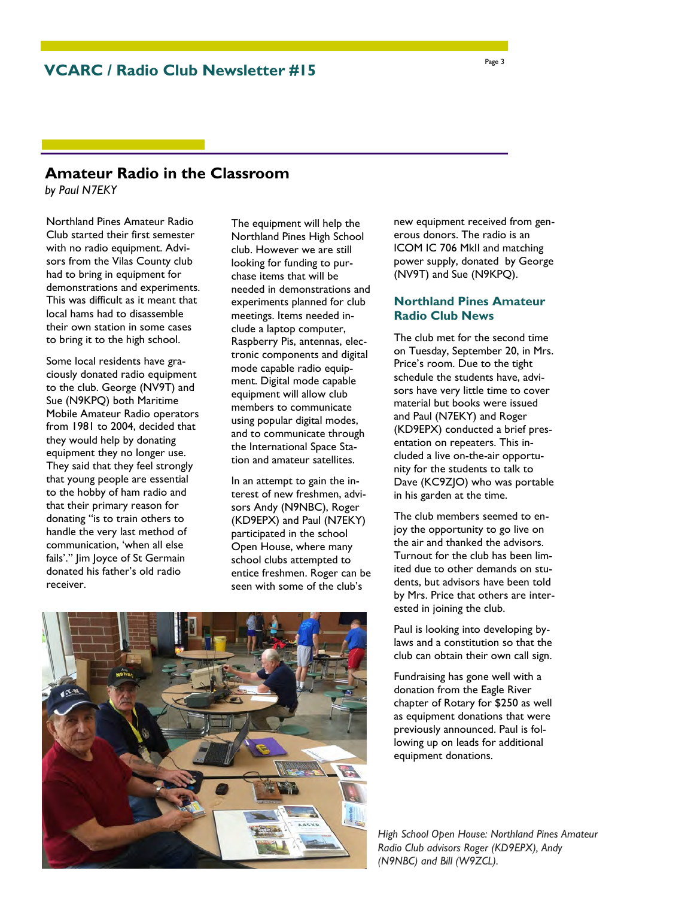## Amateur Radio in the Classroom

*by Paul N7EKY*

Northland Pines Amateur Radio Club started their first semester with no radio equipment. Advisors from the Vilas County club had to bring in equipment for demonstrations and experiments. This was difficult as it meant that local hams had to disassemble their own station in some cases to bring it to the high school.

Some local residents have graciously donated radio equipment to the club. George (NV9T) and Sue (N9KPQ) both Maritime Mobile Amateur Radio operators from 1981 to 2004, decided that they would help by donating equipment they no longer use. They said that they feel strongly that young people are essential to the hobby of ham radio and that their primary reason for donating "is to train others to handle the very last method of communication, 'when all else fails'." Jim Joyce of St Germain donated his father's old radio receiver.

The equipment will help the Northland Pines High School club. However we are still looking for funding to purchase items that will be needed in demonstrations and experiments planned for club meetings. Items needed include a laptop computer, Raspberry Pis, antennas, electronic components and digital mode capable radio equipment. Digital mode capable equipment will allow club members to communicate using popular digital modes, and to communicate through the International Space Station and amateur satellites.

In an attempt to gain the interest of new freshmen, advisors Andy (N9NBC), Roger (KD9EPX) and Paul (N7EKY) participated in the school Open House, where many school clubs attempted to entice freshmen. Roger can be seen with some of the club's new equipment received from generous donors. The radio is an ICOM IC 706 MkII and matching power supply, donated by George (NV9T) and Sue (N9KPQ).

### Northland Pines Amateur Radio Club News

The club met for the second time on Tuesday, September 20, in Mrs. Price's room. Due to the tight schedule the students have, advisors have very little time to cover material but books were issued and Paul (N7EKY) and Roger (KD9EPX) conducted a brief presentation on repeaters. This included a live on-the-air opportunity for the students to talk to Dave (KC9ZJO) who was portable in his garden at the time.

The club members seemed to enjoy the opportunity to go live on the air and thanked the advisors. Turnout for the club has been limited due to other demands on students, but advisors have been told by Mrs. Price that others are interested in joining the club.

Paul is looking into developing bylaws and a constitution so that the club can obtain their own call sign.

Fundraising has gone well with a donation from the Eagle River chapter of Rotary for $250 as well as equipment donations that were previously announced. Paul is following up on leads for additional equipment donations.

*High School Open House: Northland Pines Amateur Radio Club advisors Roger (KD9EPX), Andy (N9NBC) and Bill (W9ZCL).*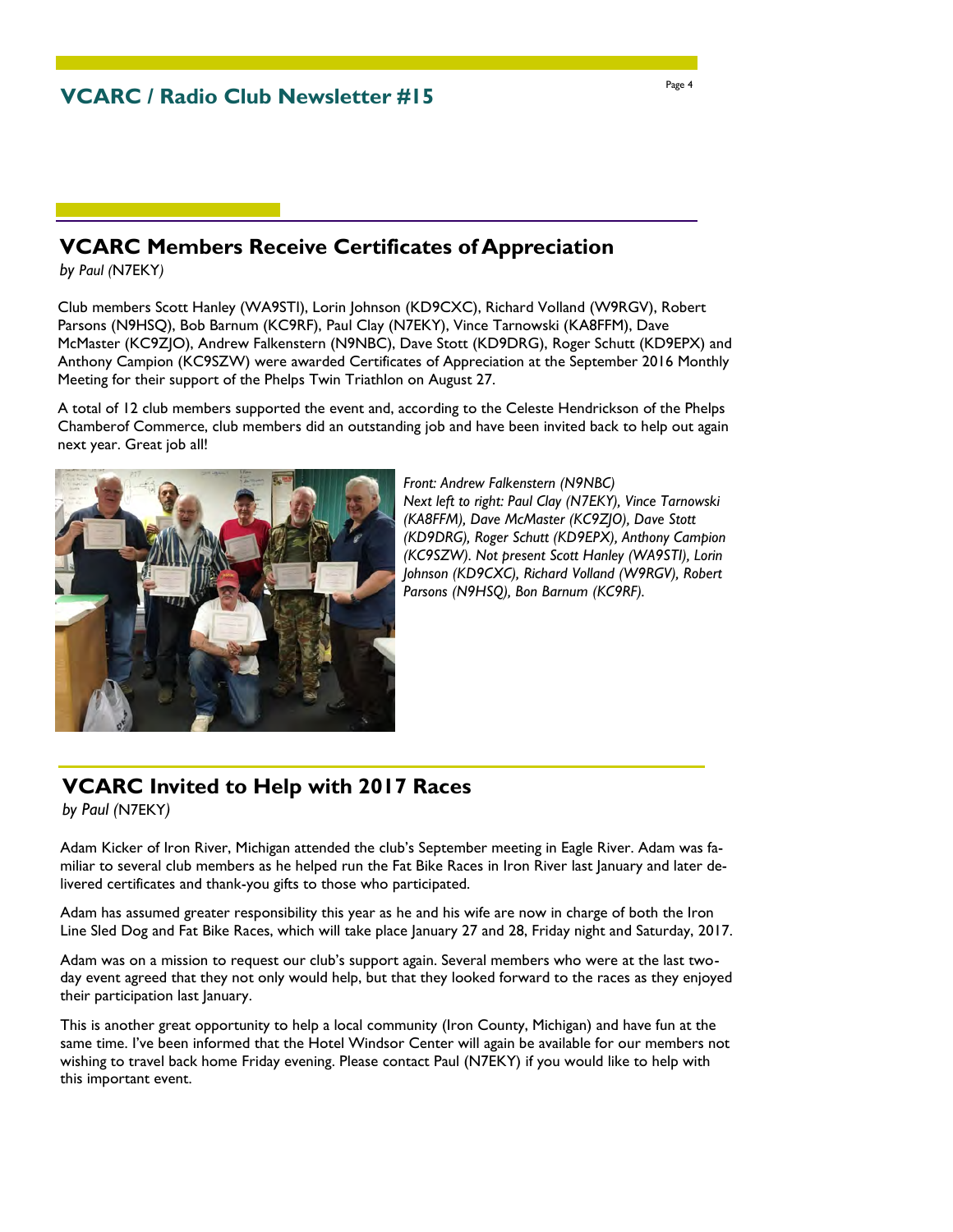## VCARC Members Receive Certificates of Appreciation

*by Paul (*N7EKY*)*

Club members Scott Hanley (WA9STI), Lorin Johnson (KD9CXC), Richard Volland (W9RGV), Robert Parsons (N9HSQ), Bob Barnum (KC9RF), Paul Clay (N7EKY), Vince Tarnowski (KA8FFM), Dave McMaster (KC9ZJO), Andrew Falkenstern (N9NBC), Dave Stott (KD9DRG), Roger Schutt (KD9EPX) and Anthony Campion (KC9SZW) were awarded Certificates of Appreciation at the September 2016 Monthly Meeting for their support of the Phelps Twin Triathlon on August 27.

A total of 12 club members supported the event and, according to the Celeste Hendrickson of the Phelps Chamberof Commerce, club members did an outstanding job and have been invited back to help out again next year. Great job all!

*Front: Andrew Falkenstern (N9NBC)*
*Next left to right: Paul Clay (N7EKY), Vince Tarnowski (KA8FFM), Dave McMaster (KC9ZJO), Dave Stott (KD9DRG), Roger Schutt (KD9EPX), Anthony Campion (KC9SZW). Not present Scott Hanley (WA9STI), Lorin Johnson (KD9CXC), Richard Volland (W9RGV), Robert Parsons (N9HSQ), Bon Barnum (KC9RF).*

## VCARC Invited to Help with 2017 Races

*by Paul (*N7EKY*)*

Adam Kicker of Iron River, Michigan attended the club's September meeting in Eagle River. Adam was familiar to several club members as he helped run the Fat Bike Races in Iron River last January and later delivered certificates and thank-you gifts to those who participated.

Adam has assumed greater responsibility this year as he and his wife are now in charge of both the Iron Line Sled Dog and Fat Bike Races, which will take place January 27 and 28, Friday night and Saturday, 2017.

Adam was on a mission to request our club's support again. Several members who were at the last two-day event agreed that they not only would help, but that they looked forward to the races as they enjoyed their participation last January.

This is another great opportunity to help a local community (Iron County, Michigan) and have fun at the same time. I've been informed that the Hotel Windsor Center will again be available for our members not wishing to travel back home Friday evening. Please contact Paul (N7EKY) if you would like to help with this important event.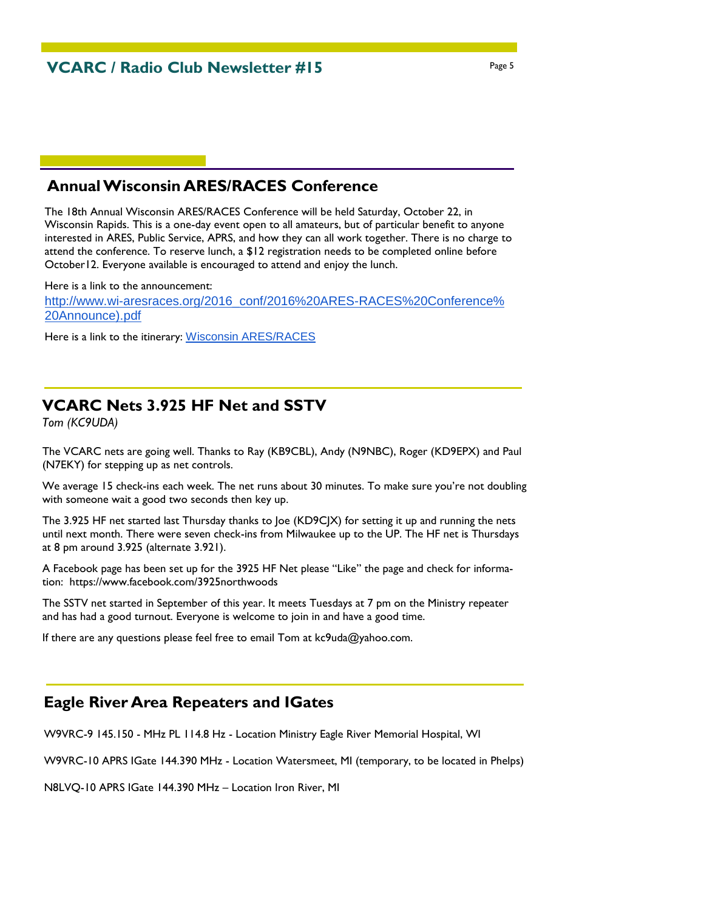## Annual Wisconsin ARES/RACES Conference

The 18th Annual Wisconsin ARES/RACES Conference will be held Saturday, October 22, in Wisconsin Rapids. This is a one-day event open to all amateurs, but of particular benefit to anyone interested in ARES, Public Service, APRS, and how they can all work together. There is no charge to attend the conference. To reserve lunch, a $12 registration needs to be completed online before October12. Everyone available is encouraged to attend and enjoy the lunch.

Here is a link to the announcement:
[http://www.wi-aresraces.org/2016_conf/2016%20ARES-RACES%20Conference%20Announce).pdf](http://www.wi-aresraces.org/2016_conf/2016%20ARES-RACES%20Conference%20Announce).pdf)

Here is a link to the itinerary: Wisconsin ARES/RACES

## VCARC Nets 3.925 HF Net and SSTV

*Tom (KC9UDA)*

The VCARC nets are going well. Thanks to Ray (KB9CBL), Andy (N9NBC), Roger (KD9EPX) and Paul (N7EKY) for stepping up as net controls.

We average 15 check-ins each week. The net runs about 30 minutes. To make sure you're not doubling with someone wait a good two seconds then key up.

The 3.925 HF net started last Thursday thanks to Joe (KD9CJX) for setting it up and running the nets until next month. There were seven check-ins from Milwaukee up to the UP. The HF net is Thursdays at 8 pm around 3.925 (alternate 3.921).

A Facebook page has been set up for the 3925 HF Net please "Like" the page and check for information: https://www.facebook.com/3925northwoods

The SSTV net started in September of this year. It meets Tuesdays at 7 pm on the Ministry repeater and has had a good turnout. Everyone is welcome to join in and have a good time.

If there are any questions please feel free to email Tom at kc9uda@yahoo.com.

## Eagle River Area Repeaters and IGates

W9VRC-9 145.150 - MHz PL 114.8 Hz - Location Ministry Eagle River Memorial Hospital, WI

W9VRC-10 APRS IGate 144.390 MHz - Location Watersmeet, MI (temporary, to be located in Phelps)

N8LVQ-10 APRS IGate 144.390 MHz – Location Iron River, MI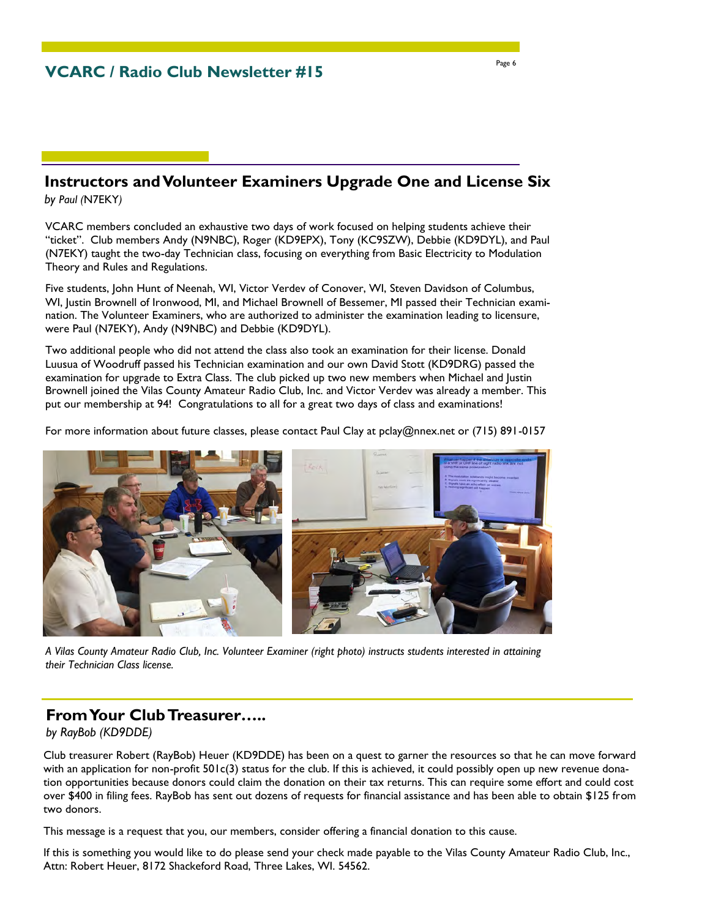## Instructors and Volunteer Examiners Upgrade One and License Six

*by Paul (N7EKY)*

VCARC members concluded an exhaustive two days of work focused on helping students achieve their "ticket". Club members Andy (N9NBC), Roger (KD9EPX), Tony (KC9SZW), Debbie (KD9DYL), and Paul (N7EKY) taught the two-day Technician class, focusing on everything from Basic Electricity to Modulation Theory and Rules and Regulations.

Five students, John Hunt of Neenah, WI, Victor Verdev of Conover, WI, Steven Davidson of Columbus, WI, Justin Brownell of Ironwood, MI, and Michael Brownell of Bessemer, MI passed their Technician examination. The Volunteer Examiners, who are authorized to administer the examination leading to licensure, were Paul (N7EKY), Andy (N9NBC) and Debbie (KD9DYL).

Two additional people who did not attend the class also took an examination for their license. Donald Luusua of Woodruff passed his Technician examination and our own David Stott (KD9DRG) passed the examination for upgrade to Extra Class. The club picked up two new members when Michael and Justin Brownell joined the Vilas County Amateur Radio Club, Inc. and Victor Verdev was already a member. This put our membership at 94! Congratulations to all for a great two days of class and examinations!

For more information about future classes, please contact Paul Clay at pclay@nnex.net or (715) 891-0157

*A Vilas County Amateur Radio Club, Inc. Volunteer Examiner (right photo) instructs students interested in attaining their Technician Class license.*

## From Your Club Treasurer…..

*by RayBob (KD9DDE)*

Club treasurer Robert (RayBob) Heuer (KD9DDE) has been on a quest to garner the resources so that he can move forward with an application for non-profit 501c(3) status for the club. If this is achieved, it could possibly open up new revenue donation opportunities because donors could claim the donation on their tax returns. This can require some effort and could cost over $400 in filing fees. RayBob has sent out dozens of requests for financial assistance and has been able to obtain $125 from two donors.

This message is a request that you, our members, consider offering a financial donation to this cause.

If this is something you would like to do please send your check made payable to the Vilas County Amateur Radio Club, Inc., Attn: Robert Heuer, 8172 Shackeford Road, Three Lakes, WI. 54562.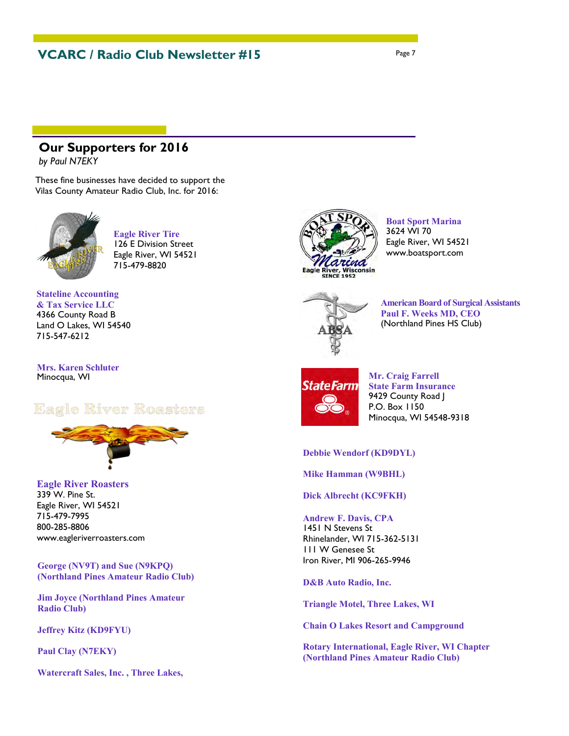## Our Supporters for 2016

*by Paul N7EKY*

These fine businesses have decided to support the Vilas County Amateur Radio Club, Inc. for 2016:

**Eagle River Tire**
126 E Division Street
Eagle River, WI 54521
715-479-8820

**Stateline Accounting & Tax Service LLC**
4366 County Road B
Land O Lakes, WI 54540
715-547-6212

**Mrs. Karen Schluter**
Minocqua, WI

Eagle River Roasters

**Eagle River Roasters**
339 W. Pine St.
Eagle River, WI 54521
715-479-7995
800-285-8806
www.eagleriverroasters.com

**George (NV9T) and Sue (N9KPQ) (Northland Pines Amateur Radio Club)**

**Jim Joyce (Northland Pines Amateur Radio Club)**

**Jeffrey Kitz (KD9FYU)**

**Paul Clay (N7EKY)**

**Watercraft Sales, Inc. , Three Lakes,**

**Boat Sport Marina**
3624 WI 70
Eagle River, WI 54521
www.boatsport.com

**American Board of Surgical Assistants**
**Paul F. Weeks MD, CEO**
(Northland Pines HS Club)

**Mr. Craig Farrell**
**State Farm Insurance**
9429 County Road J
P.O. Box 1150
Minocqua, WI 54548-9318

**Debbie Wendorf (KD9DYL)**

**Mike Hamman (W9BHL)**

**Dick Albrecht (KC9FKH)**

**Andrew F. Davis, CPA**
1451 N Stevens St
Rhinelander, WI 715-362-5131
111 W Genesee St
Iron River, MI 906-265-9946

**D&B Auto Radio, Inc.**

**Triangle Motel, Three Lakes, WI**

**Chain O Lakes Resort and Campground**

**Rotary International, Eagle River, WI Chapter (Northland Pines Amateur Radio Club)**